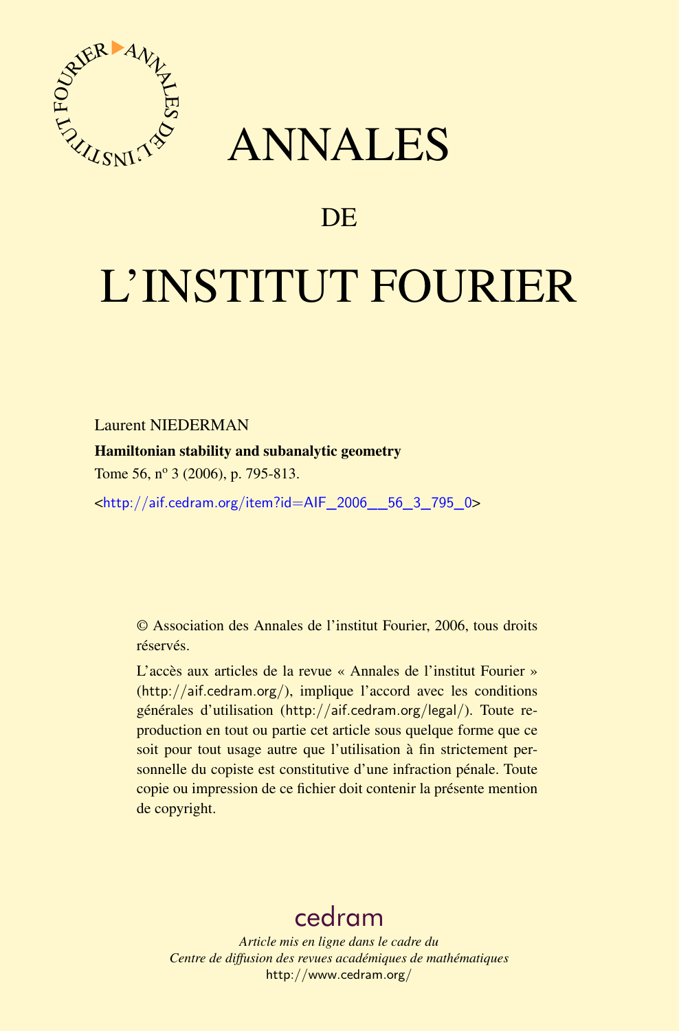# ANNALES

## DE

# L'INSTITUT FOURIER

Laurent NIEDERMAN

**Hamiltonian stability and subanalytic geometry**

Tome 56, nº 3 (2006), p. 795-813.

<http://aif.cedram.org/item?id=AIF_2006__56_3_795_0>

© Association des Annales de l'institut Fourier, 2006, tous droits réservés.

L'accès aux articles de la revue « Annales de l'institut Fourier » (http://aif.cedram.org/), implique l'accord avec les conditions générales d'utilisation (http://aif.cedram.org/legal/). Toute reproduction en tout ou partie cet article sous quelque forme que ce soit pour tout usage autre que l'utilisation à fin strictement personnelle du copiste est constitutive d'une infraction pénale. Toute copie ou impression de ce fichier doit contenir la présente mention de copyright.

cedram

*Article mis en ligne dans le cadre du*
*Centre de diffusion des revues académiques de mathématiques*
http://www.cedram.org/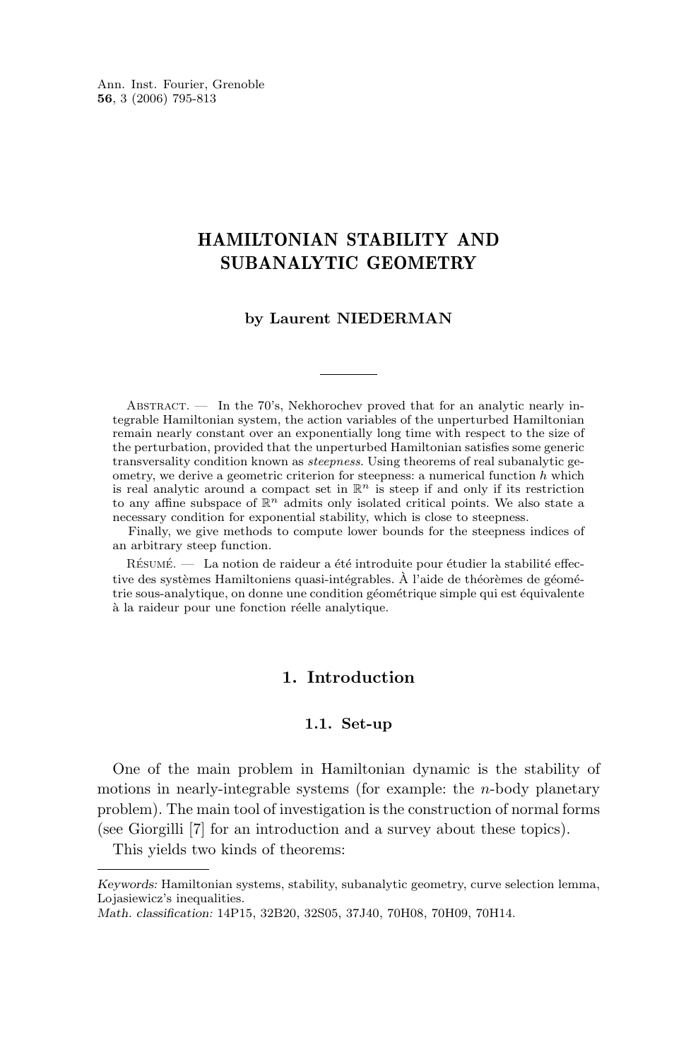# HAMILTONIAN STABILITY AND SUBANALYTIC GEOMETRY

**by Laurent NIEDERMAN**

Abstract. — In the 70's, Nekhorochev proved that for an analytic nearly integrable Hamiltonian system, the action variables of the unperturbed Hamiltonian remain nearly constant over an exponentially long time with respect to the size of the perturbation, provided that the unperturbed Hamiltonian satisfies some generic transversality condition known as *steepness*. Using theorems of real subanalytic geometry, we derive a geometric criterion for steepness: a numerical function $h$ which is real analytic around a compact set in $\mathbb{R}^n$ is steep if and only if its restriction to any affine subspace of $\mathbb{R}^n$ admits only isolated critical points. We also state a necessary condition for exponential stability, which is close to steepness.

Finally, we give methods to compute lower bounds for the steepness indices of an arbitrary steep function.

Résumé. — La notion de raideur a été introduite pour étudier la stabilité effective des systèmes Hamiltoniens quasi-intégrables. À l'aide de théorèmes de géométrie sous-analytique, on donne une condition géométrique simple qui est équivalente à la raideur pour une fonction réelle analytique.

## 1. Introduction

### 1.1. Set-up

One of the main problem in Hamiltonian dynamic is the stability of motions in nearly-integrable systems (for example: the $n$-body planetary problem). The main tool of investigation is the construction of normal forms (see Giorgilli [7] for an introduction and a survey about these topics).

This yields two kinds of theorems:

*Keywords:* Hamiltonian systems, stability, subanalytic geometry, curve selection lemma, Lojasiewicz's inequalities.
*Math. classification:* 14P15, 32B20, 32S05, 37J40, 70H08, 70H09, 70H14.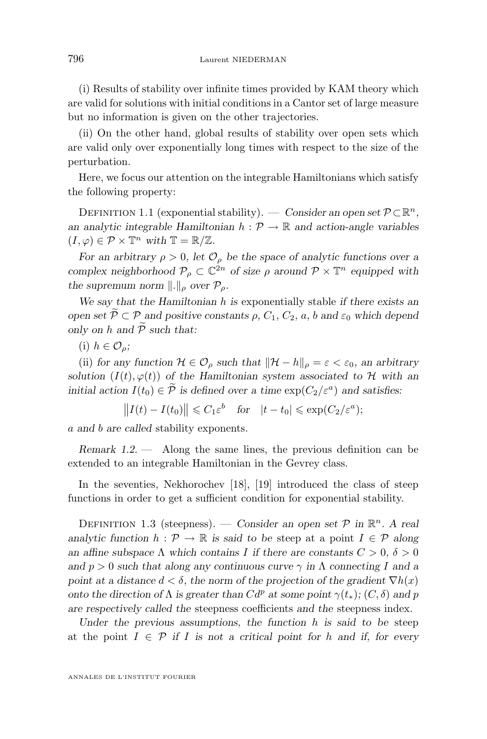(i) Results of stability over infinite times provided by KAM theory which are valid for solutions with initial conditions in a Cantor set of large measure but no information is given on the other trajectories.

(ii) On the other hand, global results of stability over open sets which are valid only over exponentially long times with respect to the size of the perturbation.

Here, we focus our attention on the integrable Hamiltonians which satisfy the following property:

Definition 1.1 (exponential stability). — *Consider an open set $\mathcal{P} \subset \mathbb{R}^n$, an analytic integrable Hamiltonian $h : \mathcal{P} \to \mathbb{R}$ and action-angle variables $(I, \varphi) \in \mathcal{P} \times \mathbb{T}^n$ with $\mathbb{T} = \mathbb{R}/\mathbb{Z}$.*

*For an arbitrary $\rho > 0$, let $\mathcal{O}_\rho$ be the space of analytic functions over a complex neighborhood $\mathcal{P}_\rho \subset \mathbb{C}^{2n}$ of size $\rho$ around $\mathcal{P} \times \mathbb{T}^n$ equipped with the supremum norm $\|.\|_\rho$ over $\mathcal{P}_\rho$.*

*We say that the Hamiltonian $h$ is* exponentially stable *if there exists an open set $\widetilde{\mathcal{P}} \subset \mathcal{P}$ and positive constants $\rho$, $C_1$, $C_2$, $a$, $b$ and $\varepsilon_0$ which depend only on $h$ and $\widetilde{\mathcal{P}}$ such that:*

(i) *$h \in \mathcal{O}_\rho$;*

(ii) *for any function $\mathcal{H} \in \mathcal{O}_\rho$ such that $\|\mathcal{H} - h\|_\rho = \varepsilon < \varepsilon_0$, an arbitrary solution $(I(t), \varphi(t))$ of the Hamiltonian system associated to $\mathcal{H}$ with an initial action $I(t_0) \in \widetilde{\mathcal{P}}$ is defined over a time $\exp(C_2/\varepsilon^a)$ and satisfies:*

$$\|I(t) - I(t_0)\| \leqslant C_1 \varepsilon^b \quad \textit{for} \quad |t - t_0| \leqslant \exp(C_2/\varepsilon^a);$$

*$a$ and $b$ are called* stability exponents.

*Remark 1.2.* — Along the same lines, the previous definition can be extended to an integrable Hamiltonian in the Gevrey class.

In the seventies, Nekhorochev [18], [19] introduced the class of steep functions in order to get a sufficient condition for exponential stability.

Definition 1.3 (steepness). — *Consider an open set $\mathcal{P}$ in $\mathbb{R}^n$. A real analytic function $h : \mathcal{P} \to \mathbb{R}$ is said to be* steep *at a point $I \in \mathcal{P}$ along an affine subspace $\Lambda$ which contains $I$ if there are constants $C > 0$, $\delta > 0$ and $p > 0$ such that along any continuous curve $\gamma$ in $\Lambda$ connecting $I$ and a point at a distance $d < \delta$, the norm of the projection of the gradient $\nabla h(x)$ onto the direction of $\Lambda$ is greater than $Cd^p$ at some point $\gamma(t_*)$; $(C, \delta)$ and $p$ are respectively called the* steepness coefficients *and the* steepness index.

*Under the previous assumptions, the function $h$ is said to be* steep *at the point $I \in \mathcal{P}$ if $I$ is not a critical point for $h$ and if, for every*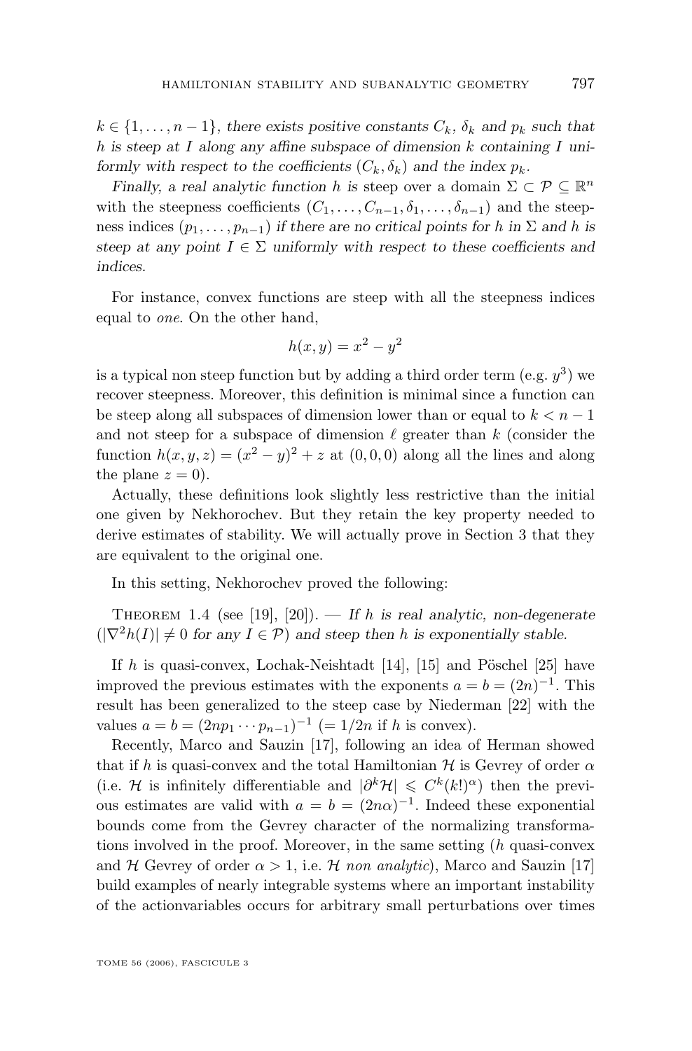$k \in \{1, \ldots, n-1\}$, *there exists positive constants* $C_k$, $\delta_k$ *and* $p_k$ *such that* $h$ *is steep at* $I$ *along any affine subspace of dimension* $k$ *containing* $I$ *uniformly with respect to the coefficients* $(C_k, \delta_k)$ *and the index* $p_k$.

*Finally, a real analytic function* $h$ *is* steep *over a domain* $\Sigma \subset \mathcal{P} \subseteq \mathbb{R}^n$ *with the steepness coefficients* $(C_1, \ldots, C_{n-1}, \delta_1, \ldots, \delta_{n-1})$ *and the steepness indices* $(p_1, \ldots, p_{n-1})$ *if there are no critical points for* $h$ *in* $\Sigma$ *and* $h$ *is steep at any point* $I \in \Sigma$ *uniformly with respect to these coefficients and indices.*

For instance, convex functions are steep with all the steepness indices equal to *one*. On the other hand,

$$h(x, y) = x^2 - y^2$$

is a typical non steep function but by adding a third order term (e.g. $y^3$) we recover steepness. Moreover, this definition is minimal since a function can be steep along all subspaces of dimension lower than or equal to $k < n - 1$ and not steep for a subspace of dimension $\ell$ greater than $k$ (consider the function $h(x, y, z) = (x^2 - y)^2 + z$ at $(0, 0, 0)$ along all the lines and along the plane $z = 0$).

Actually, these definitions look slightly less restrictive than the initial one given by Nekhorochev. But they retain the key property needed to derive estimates of stability. We will actually prove in Section 3 that they are equivalent to the original one.

In this setting, Nekhorochev proved the following:

Theorem 1.4 (see [19], [20]). — *If* $h$ *is real analytic, non-degenerate* ($|\nabla^2 h(I)| \neq 0$ *for any* $I \in \mathcal{P}$) *and steep then* $h$ *is exponentially stable.*

If $h$ is quasi-convex, Lochak-Neishtadt [14], [15] and Pöschel [25] have improved the previous estimates with the exponents $a = b = (2n)^{-1}$. This result has been generalized to the steep case by Niederman [22] with the values $a = b = (2np_1 \cdots p_{n-1})^{-1}$ ($= 1/2n$ if $h$ is convex).

Recently, Marco and Sauzin [17], following an idea of Herman showed that if $h$ is quasi-convex and the total Hamiltonian $\mathcal{H}$ is Gevrey of order $\alpha$ (i.e. $\mathcal{H}$ is infinitely differentiable and $|\partial^k \mathcal{H}| \leqslant C^k (k!)^\alpha$) then the previous estimates are valid with $a = b = (2n\alpha)^{-1}$. Indeed these exponential bounds come from the Gevrey character of the normalizing transformations involved in the proof. Moreover, in the same setting ($h$ quasi-convex and $\mathcal{H}$ Gevrey of order $\alpha > 1$, i.e. $\mathcal{H}$ *non analytic*), Marco and Sauzin [17] build examples of nearly integrable systems where an important instability of the actionvariables occurs for arbitrary small perturbations over times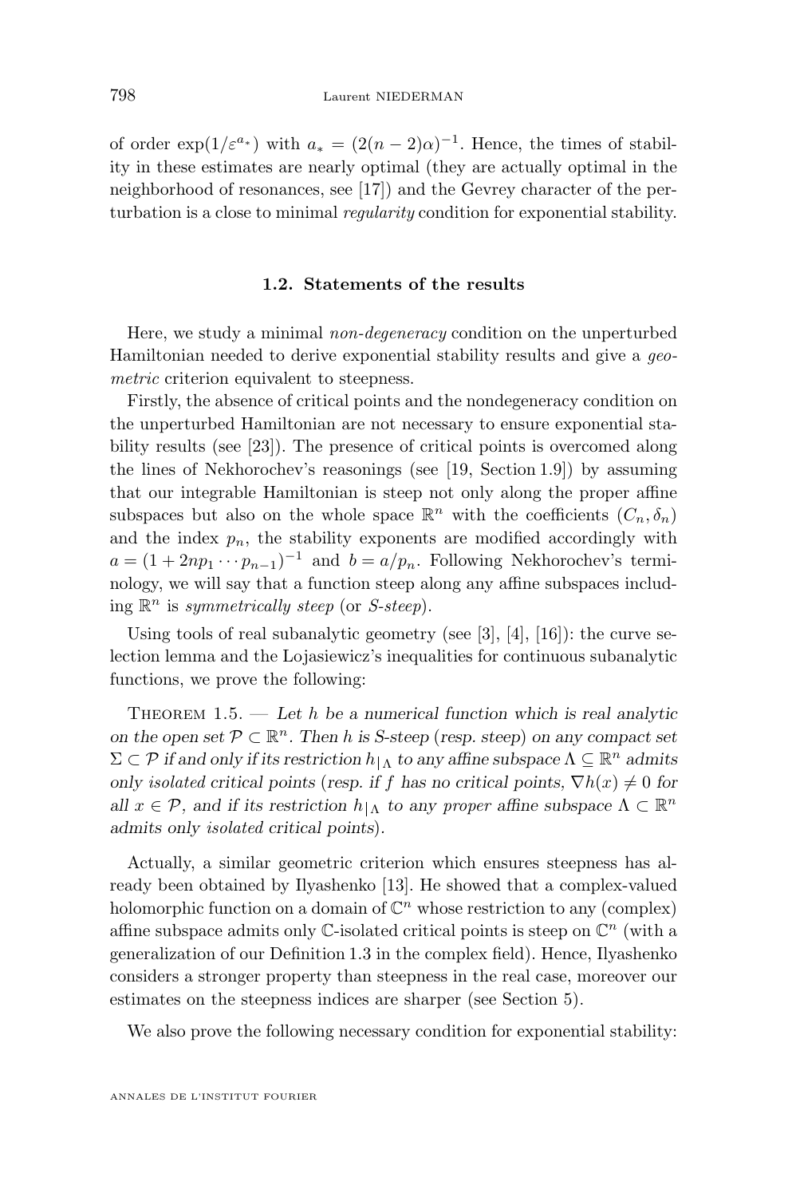of order $\exp(1/\varepsilon^{a_*})$ with $a_* = (2(n-2)\alpha)^{-1}$. Hence, the times of stability in these estimates are nearly optimal (they are actually optimal in the neighborhood of resonances, see [17]) and the Gevrey character of the perturbation is a close to minimal *regularity* condition for exponential stability.

### 1.2. Statements of the results

Here, we study a minimal *non-degeneracy* condition on the unperturbed Hamiltonian needed to derive exponential stability results and give a *geometric* criterion equivalent to steepness.

Firstly, the absence of critical points and the nondegeneracy condition on the unperturbed Hamiltonian are not necessary to ensure exponential stability results (see [23]). The presence of critical points is overcomed along the lines of Nekhorochev's reasonings (see [19, Section 1.9]) by assuming that our integrable Hamiltonian is steep not only along the proper affine subspaces but also on the whole space $\mathbb{R}^n$ with the coefficients $(C_n, \delta_n)$ and the index $p_n$, the stability exponents are modified accordingly with $a = (1 + 2np_1 \cdots p_{n-1})^{-1}$ and $b = a/p_n$. Following Nekhorochev's terminology, we will say that a function steep along any affine subspaces including $\mathbb{R}^n$ is *symmetrically steep* (or *S-steep*).

Using tools of real subanalytic geometry (see [3], [4], [16]): the curve selection lemma and the Lojasiewicz's inequalities for continuous subanalytic functions, we prove the following:

Theorem 1.5. — *Let $h$ be a numerical function which is real analytic on the open set $\mathcal{P} \subset \mathbb{R}^n$. Then $h$ is S-steep (resp. steep) on any compact set $\Sigma \subset \mathcal{P}$ if and only if its restriction $h_{|\Lambda}$ to any affine subspace $\Lambda \subseteq \mathbb{R}^n$ admits only isolated critical points (resp. if $f$ has no critical points, $\nabla h(x) \neq 0$ for all $x \in \mathcal{P}$, and if its restriction $h_{|\Lambda}$ to any proper affine subspace $\Lambda \subset \mathbb{R}^n$ admits only isolated critical points).*

Actually, a similar geometric criterion which ensures steepness has already been obtained by Ilyashenko [13]. He showed that a complex-valued holomorphic function on a domain of $\mathbb{C}^n$ whose restriction to any (complex) affine subspace admits only $\mathbb{C}$-isolated critical points is steep on $\mathbb{C}^n$ (with a generalization of our Definition 1.3 in the complex field). Hence, Ilyashenko considers a stronger property than steepness in the real case, moreover our estimates on the steepness indices are sharper (see Section 5).

We also prove the following necessary condition for exponential stability: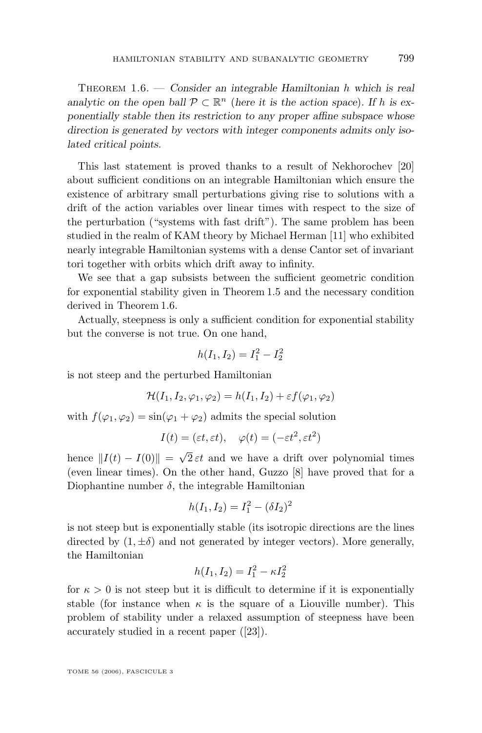Theorem 1.6. — *Consider an integrable Hamiltonian $h$ which is real analytic on the open ball $\mathcal{P} \subset \mathbb{R}^n$ (here it is the action space). If $h$ is exponentially stable then its restriction to any proper affine subspace whose direction is generated by vectors with integer components admits only isolated critical points.*

This last statement is proved thanks to a result of Nekhorochev [20] about sufficient conditions on an integrable Hamiltonian which ensure the existence of arbitrary small perturbations giving rise to solutions with a drift of the action variables over linear times with respect to the size of the perturbation ("systems with fast drift"). The same problem has been studied in the realm of KAM theory by Michael Herman [11] who exhibited nearly integrable Hamiltonian systems with a dense Cantor set of invariant tori together with orbits which drift away to infinity.

We see that a gap subsists between the sufficient geometric condition for exponential stability given in Theorem 1.5 and the necessary condition derived in Theorem 1.6.

Actually, steepness is only a sufficient condition for exponential stability but the converse is not true. On one hand,

$$h(I_1, I_2) = I_1^2 - I_2^2$$

is not steep and the perturbed Hamiltonian

$$\mathcal{H}(I_1, I_2, \varphi_1, \varphi_2) = h(I_1, I_2) + \varepsilon f(\varphi_1, \varphi_2)$$

with $f(\varphi_1, \varphi_2) = \sin(\varphi_1 + \varphi_2)$ admits the special solution

$$I(t) = (\varepsilon t, \varepsilon t), \quad \varphi(t) = (-\varepsilon t^2, \varepsilon t^2)$$

hence $\|I(t) - I(0)\| = \sqrt{2}\,\varepsilon t$ and we have a drift over polynomial times (even linear times). On the other hand, Guzzo [8] have proved that for a Diophantine number $\delta$, the integrable Hamiltonian

$$h(I_1, I_2) = I_1^2 - (\delta I_2)^2$$

is not steep but is exponentially stable (its isotropic directions are the lines directed by $(1, \pm\delta)$ and not generated by integer vectors). More generally, the Hamiltonian

$$h(I_1, I_2) = I_1^2 - \kappa I_2^2$$

for $\kappa > 0$ is not steep but it is difficult to determine if it is exponentially stable (for instance when $\kappa$ is the square of a Liouville number). This problem of stability under a relaxed assumption of steepness have been accurately studied in a recent paper ([23]).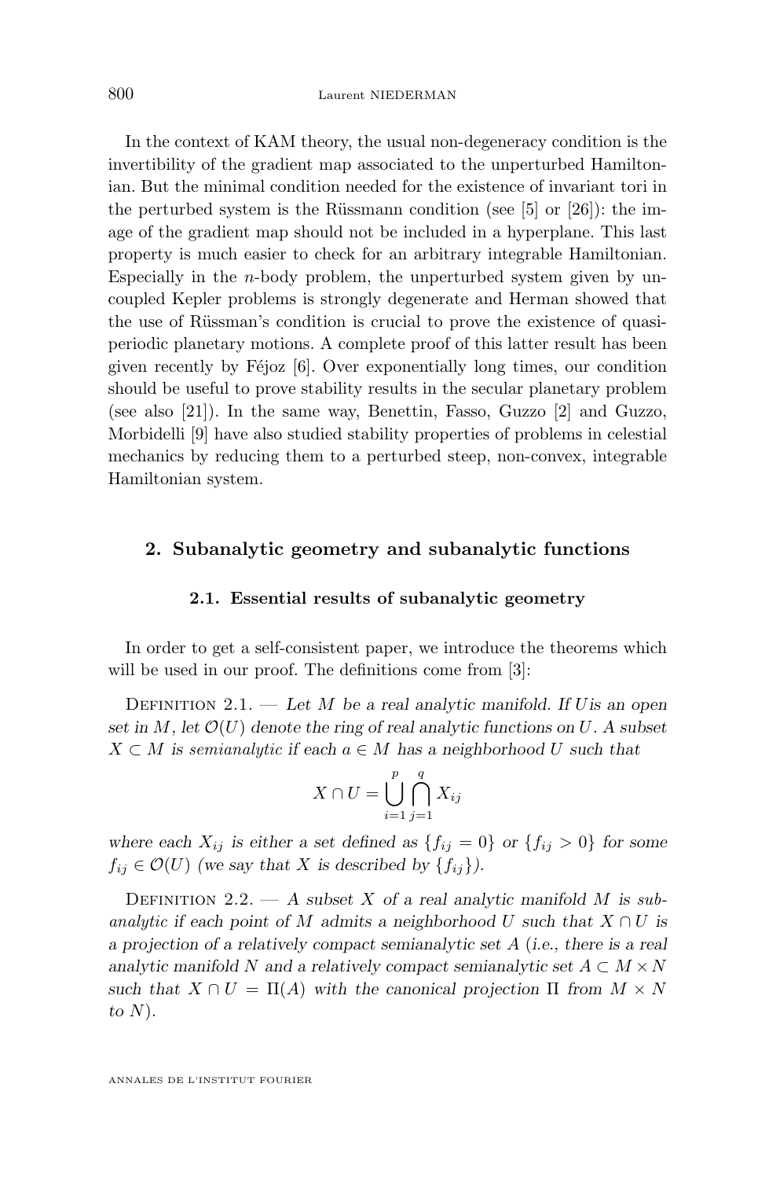In the context of KAM theory, the usual non-degeneracy condition is the invertibility of the gradient map associated to the unperturbed Hamiltonian. But the minimal condition needed for the existence of invariant tori in the perturbed system is the Rüssmann condition (see [5] or [26]): the image of the gradient map should not be included in a hyperplane. This last property is much easier to check for an arbitrary integrable Hamiltonian. Especially in the $n$-body problem, the unperturbed system given by uncoupled Kepler problems is strongly degenerate and Herman showed that the use of Rüssman's condition is crucial to prove the existence of quasi-periodic planetary motions. A complete proof of this latter result has been given recently by Féjoz [6]. Over exponentially long times, our condition should be useful to prove stability results in the secular planetary problem (see also [21]). In the same way, Benettin, Fasso, Guzzo [2] and Guzzo, Morbidelli [9] have also studied stability properties of problems in celestial mechanics by reducing them to a perturbed steep, non-convex, integrable Hamiltonian system.

## 2. Subanalytic geometry and subanalytic functions

### 2.1. Essential results of subanalytic geometry

In order to get a self-consistent paper, we introduce the theorems which will be used in our proof. The definitions come from [3]:

Definition 2.1. — *Let $M$ be a real analytic manifold. If $U$ is an open set in $M$, let $\mathcal{O}(U)$ denote the ring of real analytic functions on $U$. A subset $X \subset M$ is semianalytic if each $a \in M$ has a neighborhood $U$ such that*

$$X \cap U = \bigcup_{i=1}^{p} \bigcap_{j=1}^{q} X_{ij}$$

*where each $X_{ij}$ is either a set defined as $\{f_{ij} = 0\}$ or $\{f_{ij} > 0\}$ for some $f_{ij} \in \mathcal{O}(U)$ (we say that $X$ is described by $\{f_{ij}\}$).*

Definition 2.2. — *A subset $X$ of a real analytic manifold $M$ is subanalytic if each point of $M$ admits a neighborhood $U$ such that $X \cap U$ is a projection of a relatively compact semianalytic set $A$ (i.e., there is a real analytic manifold $N$ and a relatively compact semianalytic set $A \subset M \times N$ such that $X \cap U = \Pi(A)$ with the canonical projection $\Pi$ from $M \times N$ to $N$).*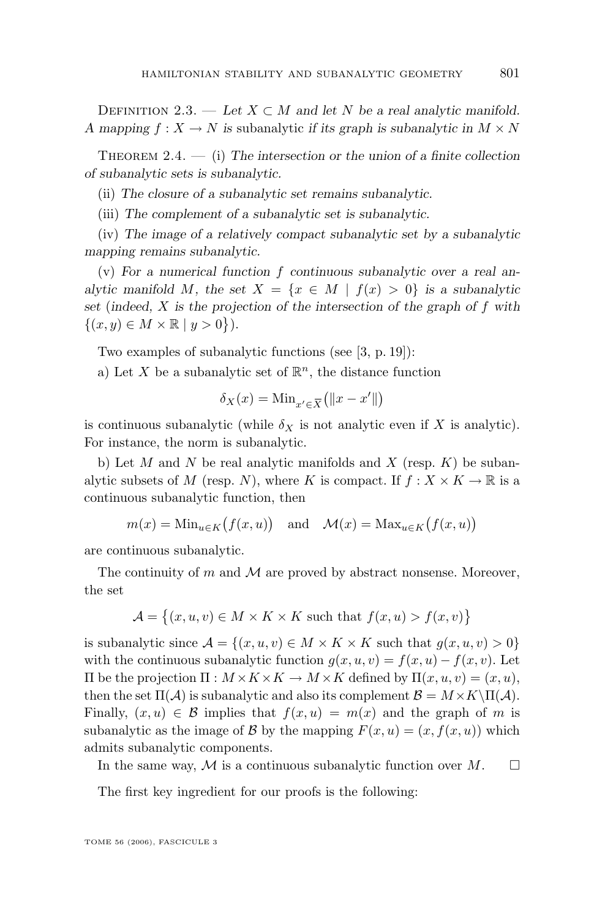Definition 2.3. — *Let $X \subset M$ and let $N$ be a real analytic manifold. A mapping $f : X \to N$ is* subanalytic *if its graph is subanalytic in $M \times N$*

Theorem 2.4. — (i) *The intersection or the union of a finite collection of subanalytic sets is subanalytic.*

(ii) *The closure of a subanalytic set remains subanalytic.*

(iii) *The complement of a subanalytic set is subanalytic.*

(iv) *The image of a relatively compact subanalytic set by a subanalytic mapping remains subanalytic.*

(v) *For a numerical function $f$ continuous subanalytic over a real analytic manifold $M$, the set $X = \{x \in M \mid f(x) > 0\}$ is a subanalytic set (indeed, $X$ is the projection of the intersection of the graph of $f$ with $\{(x, y) \in M \times \mathbb{R} \mid y > 0\}$).*

Two examples of subanalytic functions (see [3, p. 19]):

a) Let $X$ be a subanalytic set of $\mathbb{R}^n$, the distance function

$$\delta_X(x) = \mathrm{Min}_{x' \in \overline{X}}\big(\|x - x'\|\big)$$

is continuous subanalytic (while $\delta_X$ is not analytic even if $X$ is analytic). For instance, the norm is subanalytic.

b) Let $M$ and $N$ be real analytic manifolds and $X$ (resp. $K$) be subanalytic subsets of $M$ (resp. $N$), where $K$ is compact. If $f : X \times K \to \mathbb{R}$ is a continuous subanalytic function, then

$$m(x) = \mathrm{Min}_{u \in K}\big(f(x,u)\big) \quad \text{and} \quad \mathcal{M}(x) = \mathrm{Max}_{u \in K}\big(f(x,u)\big)$$

are continuous subanalytic.

The continuity of $m$ and $\mathcal{M}$ are proved by abstract nonsense. Moreover, the set

$$\mathcal{A} = \big\{(x,u,v) \in M \times K \times K \text{ such that } f(x,u) > f(x,v)\big\}$$

is subanalytic since $\mathcal{A} = \{(x,u,v) \in M \times K \times K \text{ such that } g(x,u,v) > 0\}$ with the continuous subanalytic function $g(x,u,v) = f(x,u) - f(x,v)$. Let $\Pi$ be the projection $\Pi : M \times K \times K \to M \times K$ defined by $\Pi(x,u,v) = (x,u)$, then the set $\Pi(\mathcal{A})$ is subanalytic and also its complement $\mathcal{B} = M \times K \backslash \Pi(\mathcal{A})$. Finally, $(x,u) \in \mathcal{B}$ implies that $f(x,u) = m(x)$ and the graph of $m$ is subanalytic as the image of $\mathcal{B}$ by the mapping $F(x,u) = (x, f(x,u))$ which admits subanalytic components.

In the same way, $\mathcal{M}$ is a continuous subanalytic function over $M$. $\square$

The first key ingredient for our proofs is the following: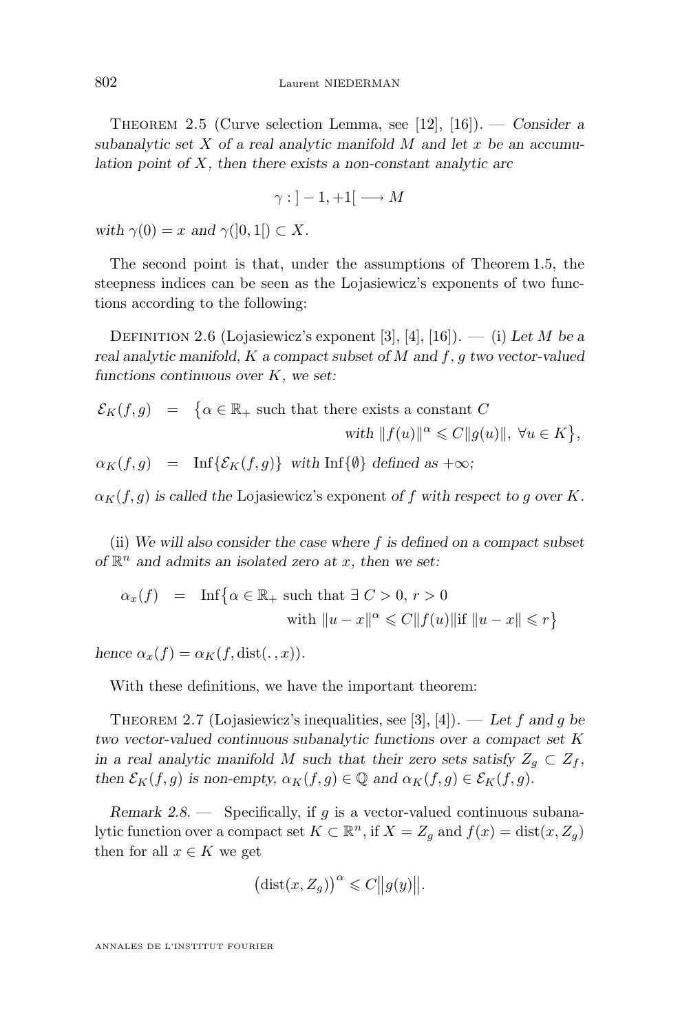Theorem 2.5 (Curve selection Lemma, see [12], [16]). — *Consider a subanalytic set $X$ of a real analytic manifold $M$ and let $x$ be an accumulation point of $X$, then there exists a non-constant analytic arc*

$$\gamma : ]-1,+1[ \longrightarrow M$$

*with $\gamma(0) = x$ and $\gamma(]0,1[) \subset X$.*

The second point is that, under the assumptions of Theorem 1.5, the steepness indices can be seen as the Lojasiewicz's exponents of two functions according to the following:

Definition 2.6 (Lojasiewicz's exponent [3], [4], [16]). — (i) *Let $M$ be a real analytic manifold, $K$ a compact subset of $M$ and $f$, $g$ two vector-valued functions continuous over $K$, we set:*

$$\mathcal{E}_K(f,g) = \big\{\alpha \in \mathbb{R}_+ \text{ such that there exists a constant } C \text{ with } \|f(u)\|^\alpha \leqslant C\|g(u)\|,\ \forall u \in K\big\},$$

$$\alpha_K(f,g) = \mathrm{Inf}\{\mathcal{E}_K(f,g)\} \text{ with } \mathrm{Inf}\{\emptyset\} \text{ defined as } +\infty;$$

*$\alpha_K(f,g)$ is called the* Lojasiewicz's exponent *of $f$ with respect to $g$ over $K$.*

(ii) *We will also consider the case where $f$ is defined on a compact subset of $\mathbb{R}^n$ and admits an isolated zero at $x$, then we set:*

$$\alpha_x(f) = \mathrm{Inf}\big\{\alpha \in \mathbb{R}_+ \text{ such that } \exists\ C > 0,\ r > 0 \text{ with } \|u - x\|^\alpha \leqslant C\|f(u)\| \text{if } \|u - x\| \leqslant r\big\}$$

*hence $\alpha_x(f) = \alpha_K(f, \mathrm{dist}(\,.\,, x))$.*

With these definitions, we have the important theorem:

Theorem 2.7 (Lojasiewicz's inequalities, see [3], [4]). — *Let $f$ and $g$ be two vector-valued continuous subanalytic functions over a compact set $K$ in a real analytic manifold $M$ such that their zero sets satisfy $Z_g \subset Z_f$, then $\mathcal{E}_K(f,g)$ is non-empty, $\alpha_K(f,g) \in \mathbb{Q}$ and $\alpha_K(f,g) \in \mathcal{E}_K(f,g)$.*

*Remark 2.8.* — Specifically, if $g$ is a vector-valued continuous subanalytic function over a compact set $K \subset \mathbb{R}^n$, if $X = Z_g$ and $f(x) = \mathrm{dist}(x, Z_g)$ then for all $x \in K$ we get

$$\big(\mathrm{dist}(x, Z_g)\big)^\alpha \leqslant C\big\|g(y)\big\|.$$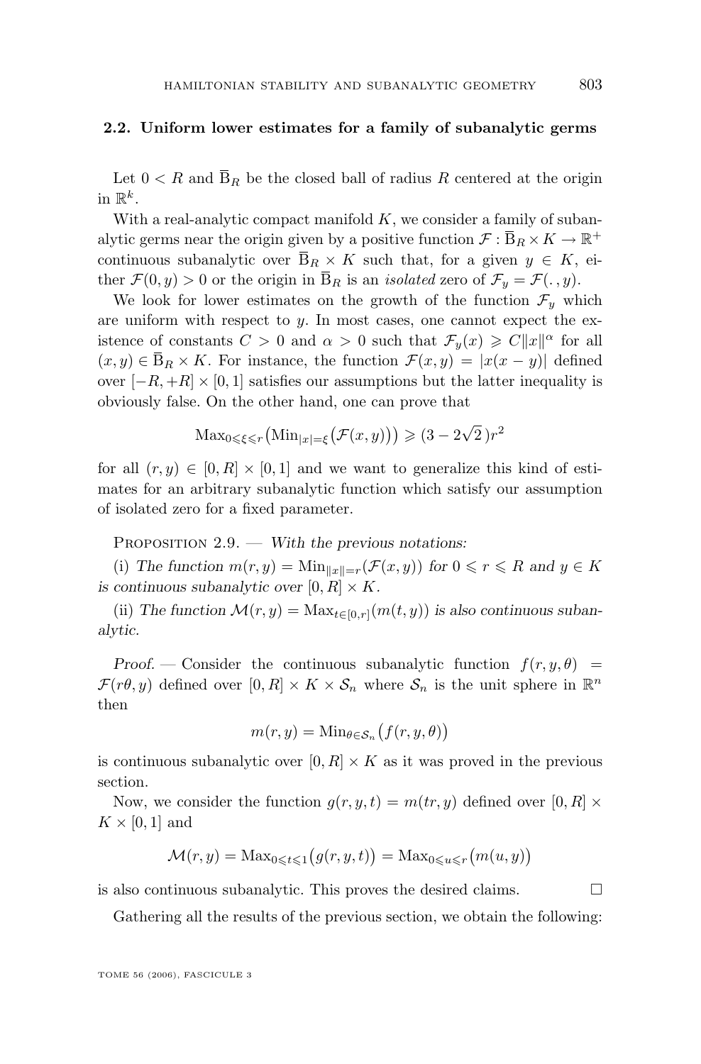### 2.2. Uniform lower estimates for a family of subanalytic germs

Let $0 < R$ and $\overline{\mathrm{B}}_R$ be the closed ball of radius $R$ centered at the origin in $\mathbb{R}^k$.

With a real-analytic compact manifold $K$, we consider a family of subanalytic germs near the origin given by a positive function $\mathcal{F} : \overline{\mathrm{B}}_R \times K \to \mathbb{R}^+$ continuous subanalytic over $\overline{\mathrm{B}}_R \times K$ such that, for a given $y \in K$, either $\mathcal{F}(0, y) > 0$ or the origin in $\overline{\mathrm{B}}_R$ is an *isolated* zero of $\mathcal{F}_y = \mathcal{F}(.\,, y)$.

We look for lower estimates on the growth of the function $\mathcal{F}_y$ which are uniform with respect to $y$. In most cases, one cannot expect the existence of constants $C > 0$ and $\alpha > 0$ such that $\mathcal{F}_y(x) \geqslant C\|x\|^\alpha$ for all $(x, y) \in \overline{\mathrm{B}}_R \times K$. For instance, the function $\mathcal{F}(x, y) = |x(x - y)|$ defined over $[-R, +R] \times [0, 1]$ satisfies our assumptions but the latter inequality is obviously false. On the other hand, one can prove that

$$\mathrm{Max}_{0 \leqslant \xi \leqslant r}\big(\mathrm{Min}_{|x| = \xi}\big(\mathcal{F}(x, y)\big)\big) \geqslant (3 - 2\sqrt{2}\,)r^2$$

for all $(r, y) \in [0, R] \times [0, 1]$ and we want to generalize this kind of estimates for an arbitrary subanalytic function which satisfy our assumption of isolated zero for a fixed parameter.

Proposition 2.9. — *With the previous notations:*

(i) *The function $m(r, y) = \mathrm{Min}_{\|x\| = r}(\mathcal{F}(x, y))$ for $0 \leqslant r \leqslant R$ and $y \in K$ is continuous subanalytic over $[0, R] \times K$.*

(ii) *The function $\mathcal{M}(r, y) = \mathrm{Max}_{t \in [0, r]}(m(t, y))$ is also continuous subanalytic.*

*Proof.* — Consider the continuous subanalytic function $f(r, y, \theta) = \mathcal{F}(r\theta, y)$ defined over $[0, R] \times K \times \mathcal{S}_n$ where $\mathcal{S}_n$ is the unit sphere in $\mathbb{R}^n$ then

$$m(r, y) = \mathrm{Min}_{\theta \in \mathcal{S}_n}\big(f(r, y, \theta)\big)$$

is continuous subanalytic over $[0, R] \times K$ as it was proved in the previous section.

Now, we consider the function $g(r, y, t) = m(tr, y)$ defined over $[0, R] \times K \times [0, 1]$ and

$$\mathcal{M}(r, y) = \mathrm{Max}_{0 \leqslant t \leqslant 1}\big(g(r, y, t)\big) = \mathrm{Max}_{0 \leqslant u \leqslant r}\big(m(u, y)\big)$$

is also continuous subanalytic. This proves the desired claims. □

Gathering all the results of the previous section, we obtain the following: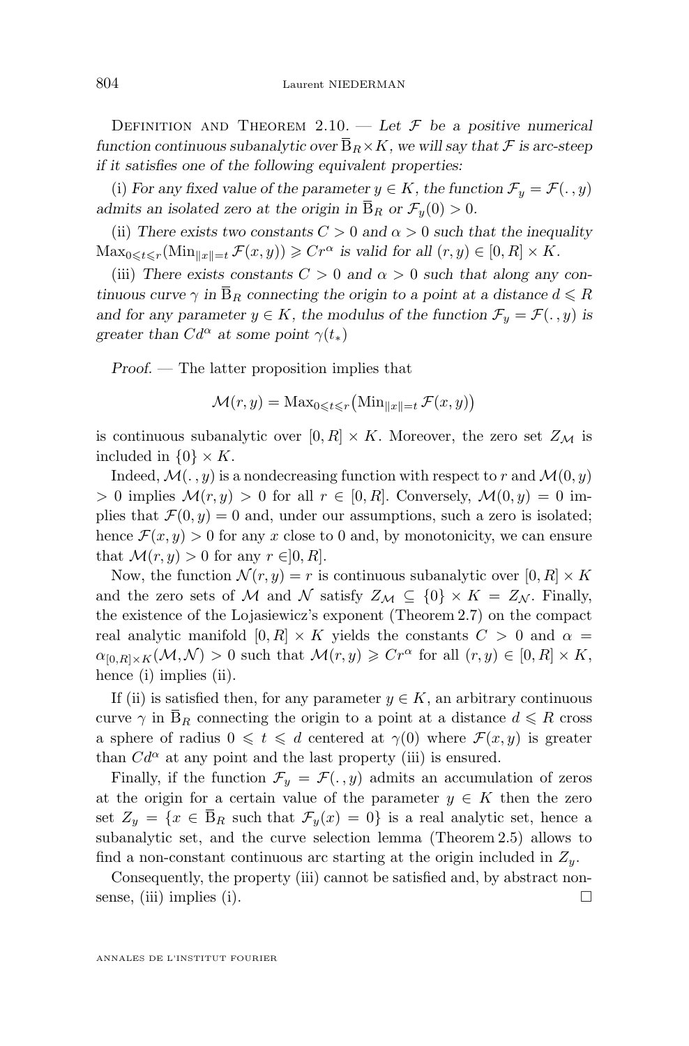Definition and Theorem 2.10. — *Let $\mathcal{F}$ be a positive numerical function continuous subanalytic over $\overline{\mathrm{B}}_R \times K$, we will say that $\mathcal{F}$ is arc-steep if it satisfies one of the following equivalent properties:*

(i) *For any fixed value of the parameter $y \in K$, the function $\mathcal{F}_y = \mathcal{F}(\,.\,, y)$ admits an isolated zero at the origin in $\overline{\mathrm{B}}_R$ or $\mathcal{F}_y(0) > 0$.*

(ii) *There exists two constants $C > 0$ and $\alpha > 0$ such that the inequality $\mathrm{Max}_{0 \leqslant t \leqslant r}(\mathrm{Min}_{\|x\|=t}\, \mathcal{F}(x, y)) \geqslant C r^\alpha$ is valid for all $(r, y) \in [0, R] \times K$.*

(iii) *There exists constants $C > 0$ and $\alpha > 0$ such that along any continuous curve $\gamma$ in $\overline{\mathrm{B}}_R$ connecting the origin to a point at a distance $d \leqslant R$ and for any parameter $y \in K$, the modulus of the function $\mathcal{F}_y = \mathcal{F}(\,.\,, y)$ is greater than $C d^\alpha$ at some point $\gamma(t_*)$*

*Proof.* — The latter proposition implies that

$$\mathcal{M}(r, y) = \mathrm{Max}_{0 \leqslant t \leqslant r}\big(\mathrm{Min}_{\|x\|=t}\, \mathcal{F}(x, y)\big)$$

is continuous subanalytic over $[0, R] \times K$. Moreover, the zero set $Z_{\mathcal{M}}$ is included in $\{0\} \times K$.

Indeed, $\mathcal{M}(\,.\,, y)$ is a nondecreasing function with respect to $r$ and $\mathcal{M}(0, y) > 0$ implies $\mathcal{M}(r, y) > 0$ for all $r \in [0, R]$. Conversely, $\mathcal{M}(0, y) = 0$ implies that $\mathcal{F}(0, y) = 0$ and, under our assumptions, such a zero is isolated; hence $\mathcal{F}(x, y) > 0$ for any $x$ close to 0 and, by monotonicity, we can ensure that $\mathcal{M}(r, y) > 0$ for any $r \in ]0, R]$.

Now, the function $\mathcal{N}(r, y) = r$ is continuous subanalytic over $[0, R] \times K$ and the zero sets of $\mathcal{M}$ and $\mathcal{N}$ satisfy $Z_{\mathcal{M}} \subseteq \{0\} \times K = Z_{\mathcal{N}}$. Finally, the existence of the Lojasiewicz's exponent (Theorem 2.7) on the compact real analytic manifold $[0, R] \times K$ yields the constants $C > 0$ and $\alpha = \alpha_{[0,R] \times K}(\mathcal{M}, \mathcal{N}) > 0$ such that $\mathcal{M}(r, y) \geqslant C r^\alpha$ for all $(r, y) \in [0, R] \times K$, hence (i) implies (ii).

If (ii) is satisfied then, for any parameter $y \in K$, an arbitrary continuous curve $\gamma$ in $\overline{\mathrm{B}}_R$ connecting the origin to a point at a distance $d \leqslant R$ cross a sphere of radius $0 \leqslant t \leqslant d$ centered at $\gamma(0)$ where $\mathcal{F}(x, y)$ is greater than $C d^\alpha$ at any point and the last property (iii) is ensured.

Finally, if the function $\mathcal{F}_y = \mathcal{F}(., y)$ admits an accumulation of zeros at the origin for a certain value of the parameter $y \in K$ then the zero set $Z_y = \{x \in \overline{\mathrm{B}}_R$ such that $\mathcal{F}_y(x) = 0\}$ is a real analytic set, hence a subanalytic set, and the curve selection lemma (Theorem 2.5) allows to find a non-constant continuous arc starting at the origin included in $Z_y$.

Consequently, the property (iii) cannot be satisfied and, by abstract nonsense, (iii) implies (i). $\square$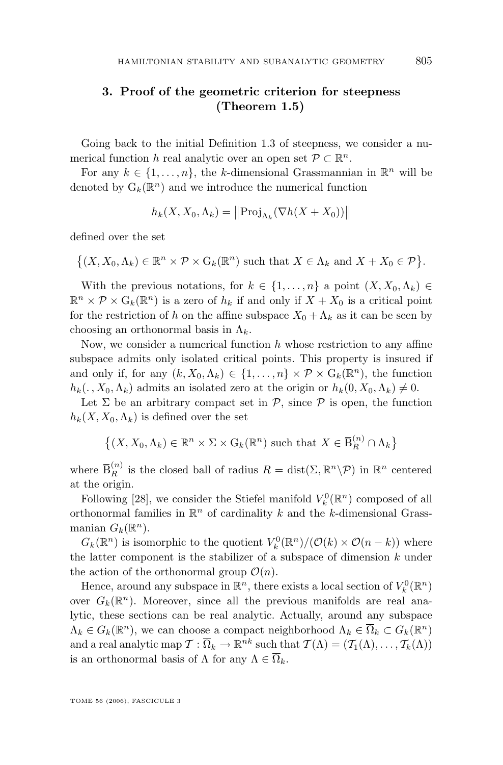## 3. Proof of the geometric criterion for steepness (Theorem 1.5)

Going back to the initial Definition 1.3 of steepness, we consider a numerical function $h$ real analytic over an open set $\mathcal{P} \subset \mathbb{R}^n$.

For any $k \in \{1, \dots, n\}$, the $k$-dimensional Grassmannian in $\mathbb{R}^n$ will be denoted by $\mathrm{G}_k(\mathbb{R}^n)$ and we introduce the numerical function

$$h_k(X, X_0, \Lambda_k) = \left\|\mathrm{Proj}_{\Lambda_k}(\nabla h(X + X_0))\right\|$$

defined over the set

$$\left\{(X, X_0, \Lambda_k) \in \mathbb{R}^n \times \mathcal{P} \times \mathrm{G}_k(\mathbb{R}^n) \text{ such that } X \in \Lambda_k \text{ and } X + X_0 \in \mathcal{P}\right\}.$$

With the previous notations, for $k \in \{1, \dots, n\}$ a point $(X, X_0, \Lambda_k) \in \mathbb{R}^n \times \mathcal{P} \times \mathrm{G}_k(\mathbb{R}^n)$ is a zero of $h_k$ if and only if $X + X_0$ is a critical point for the restriction of $h$ on the affine subspace $X_0 + \Lambda_k$ as it can be seen by choosing an orthonormal basis in $\Lambda_k$.

Now, we consider a numerical function $h$ whose restriction to any affine subspace admits only isolated critical points. This property is insured if and only if, for any $(k, X_0, \Lambda_k) \in \{1, \dots, n\} \times \mathcal{P} \times \mathrm{G}_k(\mathbb{R}^n)$, the function $h_k(\,.\,, X_0, \Lambda_k)$ admits an isolated zero at the origin or $h_k(0, X_0, \Lambda_k) \neq 0$.

Let $\Sigma$ be an arbitrary compact set in $\mathcal{P}$, since $\mathcal{P}$ is open, the function $h_k(X, X_0, \Lambda_k)$ is defined over the set

$$\left\{(X, X_0, \Lambda_k) \in \mathbb{R}^n \times \Sigma \times \mathrm{G}_k(\mathbb{R}^n) \text{ such that } X \in \overline{\mathrm{B}}_R^{(n)} \cap \Lambda_k\right\}$$

where $\overline{\mathrm{B}}_R^{(n)}$ is the closed ball of radius $R = \mathrm{dist}(\Sigma, \mathbb{R}^n \backslash \mathcal{P})$ in $\mathbb{R}^n$ centered at the origin.

Following [28], we consider the Stiefel manifold $V_k^0(\mathbb{R}^n)$ composed of all orthonormal families in $\mathbb{R}^n$ of cardinality $k$ and the $k$-dimensional Grassmanian $G_k(\mathbb{R}^n)$.

$G_k(\mathbb{R}^n)$ is isomorphic to the quotient $V_k^0(\mathbb{R}^n)/(\mathcal{O}(k) \times \mathcal{O}(n-k))$ where the latter component is the stabilizer of a subspace of dimension $k$ under the action of the orthonormal group $\mathcal{O}(n)$.

Hence, around any subspace in $\mathbb{R}^n$, there exists a local section of $V_k^0(\mathbb{R}^n)$ over $G_k(\mathbb{R}^n)$. Moreover, since all the previous manifolds are real analytic, these sections can be real analytic. Actually, around any subspace $\Lambda_k \in G_k(\mathbb{R}^n)$, we can choose a compact neighborhood $\Lambda_k \in \overline{\Omega}_k \subset G_k(\mathbb{R}^n)$ and a real analytic map $\mathcal{T} : \overline{\Omega}_k \to \mathbb{R}^{nk}$ such that $\mathcal{T}(\Lambda) = (\mathcal{T}_1(\Lambda), \dots, \mathcal{T}_k(\Lambda))$ is an orthonormal basis of $\Lambda$ for any $\Lambda \in \overline{\Omega}_k$.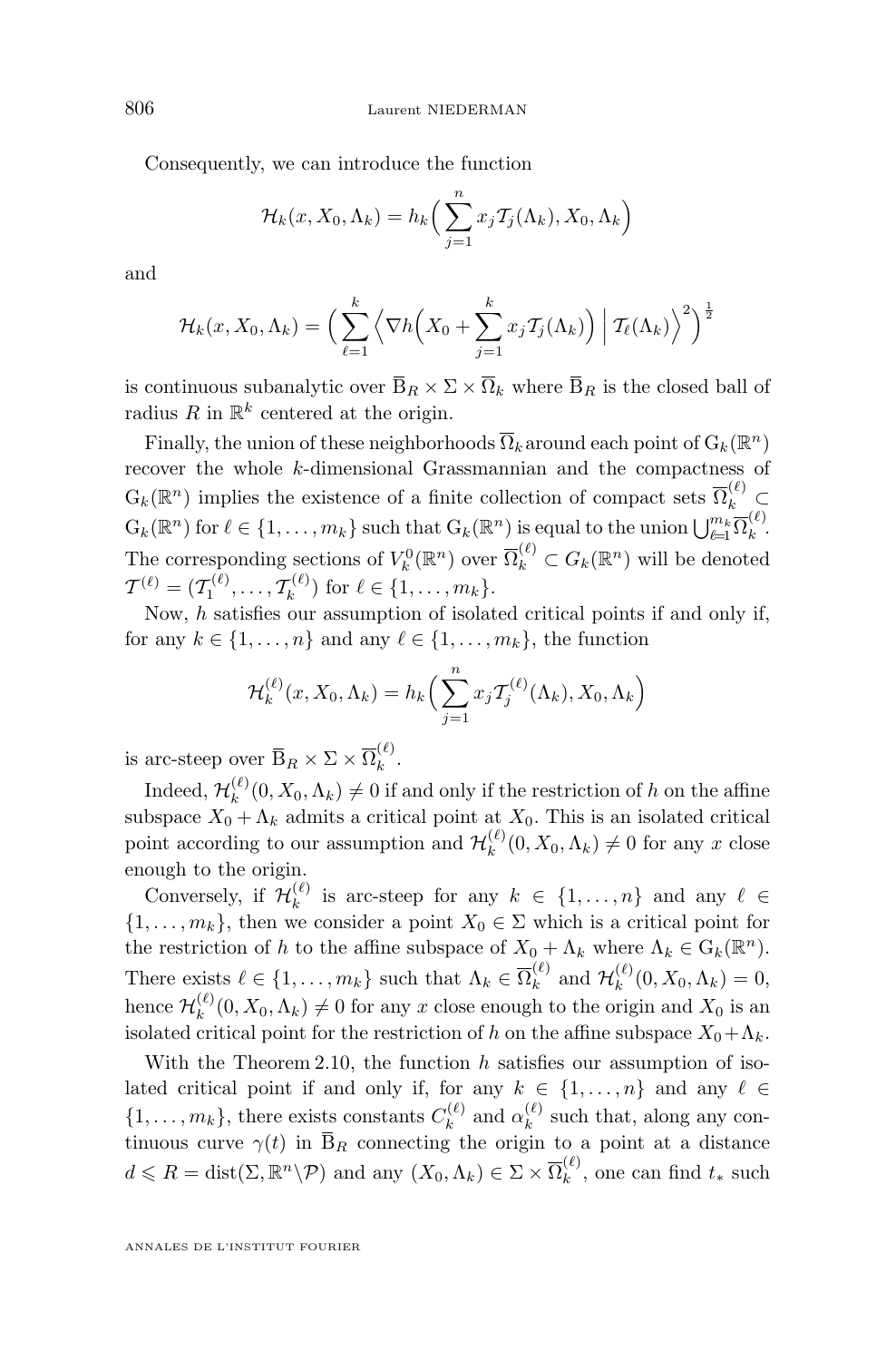Consequently, we can introduce the function

$$\mathcal{H}_k(x, X_0, \Lambda_k) = h_k\Big(\sum_{j=1}^{n} x_j \mathcal{T}_j(\Lambda_k), X_0, \Lambda_k\Big)$$

and

$$\mathcal{H}_k(x, X_0, \Lambda_k) = \Big(\sum_{\ell=1}^{k} \Big\langle \nabla h\Big(X_0 + \sum_{j=1}^{k} x_j \mathcal{T}_j(\Lambda_k)\Big) \;\Big|\; \mathcal{T}_\ell(\Lambda_k)\Big\rangle^2\Big)^{\frac{1}{2}}$$

is continuous subanalytic over $\overline{\mathrm{B}}_R \times \Sigma \times \overline{\Omega}_k$ where $\overline{\mathrm{B}}_R$ is the closed ball of radius $R$ in $\mathbb{R}^k$ centered at the origin.

Finally, the union of these neighborhoods $\overline{\Omega}_k$ around each point of $\mathrm{G}_k(\mathbb{R}^n)$ recover the whole $k$-dimensional Grassmannian and the compactness of $\mathrm{G}_k(\mathbb{R}^n)$ implies the existence of a finite collection of compact sets $\overline{\Omega}_k^{(\ell)} \subset \mathrm{G}_k(\mathbb{R}^n)$ for $\ell \in \{1, \ldots, m_k\}$ such that $\mathrm{G}_k(\mathbb{R}^n)$ is equal to the union $\bigcup_{\ell=1}^{m_k} \overline{\Omega}_k^{(\ell)}$. The corresponding sections of $V_k^0(\mathbb{R}^n)$ over $\overline{\Omega}_k^{(\ell)} \subset G_k(\mathbb{R}^n)$ will be denoted $\mathcal{T}^{(\ell)} = (\mathcal{T}_1^{(\ell)}, \ldots, \mathcal{T}_k^{(\ell)})$ for $\ell \in \{1, \ldots, m_k\}$.

Now, $h$ satisfies our assumption of isolated critical points if and only if, for any $k \in \{1, \ldots, n\}$ and any $\ell \in \{1, \ldots, m_k\}$, the function

$$\mathcal{H}_k^{(\ell)}(x, X_0, \Lambda_k) = h_k\Big(\sum_{j=1}^{n} x_j \mathcal{T}_j^{(\ell)}(\Lambda_k), X_0, \Lambda_k\Big)$$

is arc-steep over $\overline{\mathrm{B}}_R \times \Sigma \times \overline{\Omega}_k^{(\ell)}$.

Indeed, $\mathcal{H}_k^{(\ell)}(0, X_0, \Lambda_k) \neq 0$ if and only if the restriction of $h$ on the affine subspace $X_0 + \Lambda_k$ admits a critical point at $X_0$. This is an isolated critical point according to our assumption and $\mathcal{H}_k^{(\ell)}(0, X_0, \Lambda_k) \neq 0$ for any $x$ close enough to the origin.

Conversely, if $\mathcal{H}_k^{(\ell)}$ is arc-steep for any $k \in \{1, \ldots, n\}$ and any $\ell \in \{1, \ldots, m_k\}$, then we consider a point $X_0 \in \Sigma$ which is a critical point for the restriction of $h$ to the affine subspace of $X_0 + \Lambda_k$ where $\Lambda_k \in \mathrm{G}_k(\mathbb{R}^n)$. There exists $\ell \in \{1, \ldots, m_k\}$ such that $\Lambda_k \in \overline{\Omega}_k^{(\ell)}$ and $\mathcal{H}_k^{(\ell)}(0, X_0, \Lambda_k) = 0$, hence $\mathcal{H}_k^{(\ell)}(0, X_0, \Lambda_k) \neq 0$ for any $x$ close enough to the origin and $X_0$ is an isolated critical point for the restriction of $h$ on the affine subspace $X_0 + \Lambda_k$.

With the Theorem 2.10, the function $h$ satisfies our assumption of isolated critical point if and only if, for any $k \in \{1, \ldots, n\}$ and any $\ell \in \{1, \ldots, m_k\}$, there exists constants $C_k^{(\ell)}$ and $\alpha_k^{(\ell)}$ such that, along any continuous curve $\gamma(t)$ in $\overline{\mathrm{B}}_R$ connecting the origin to a point at a distance $d \leqslant R = \mathrm{dist}(\Sigma, \mathbb{R}^n \backslash \mathcal{P})$ and any $(X_0, \Lambda_k) \in \Sigma \times \overline{\Omega}_k^{(\ell)}$, one can find $t_*$ such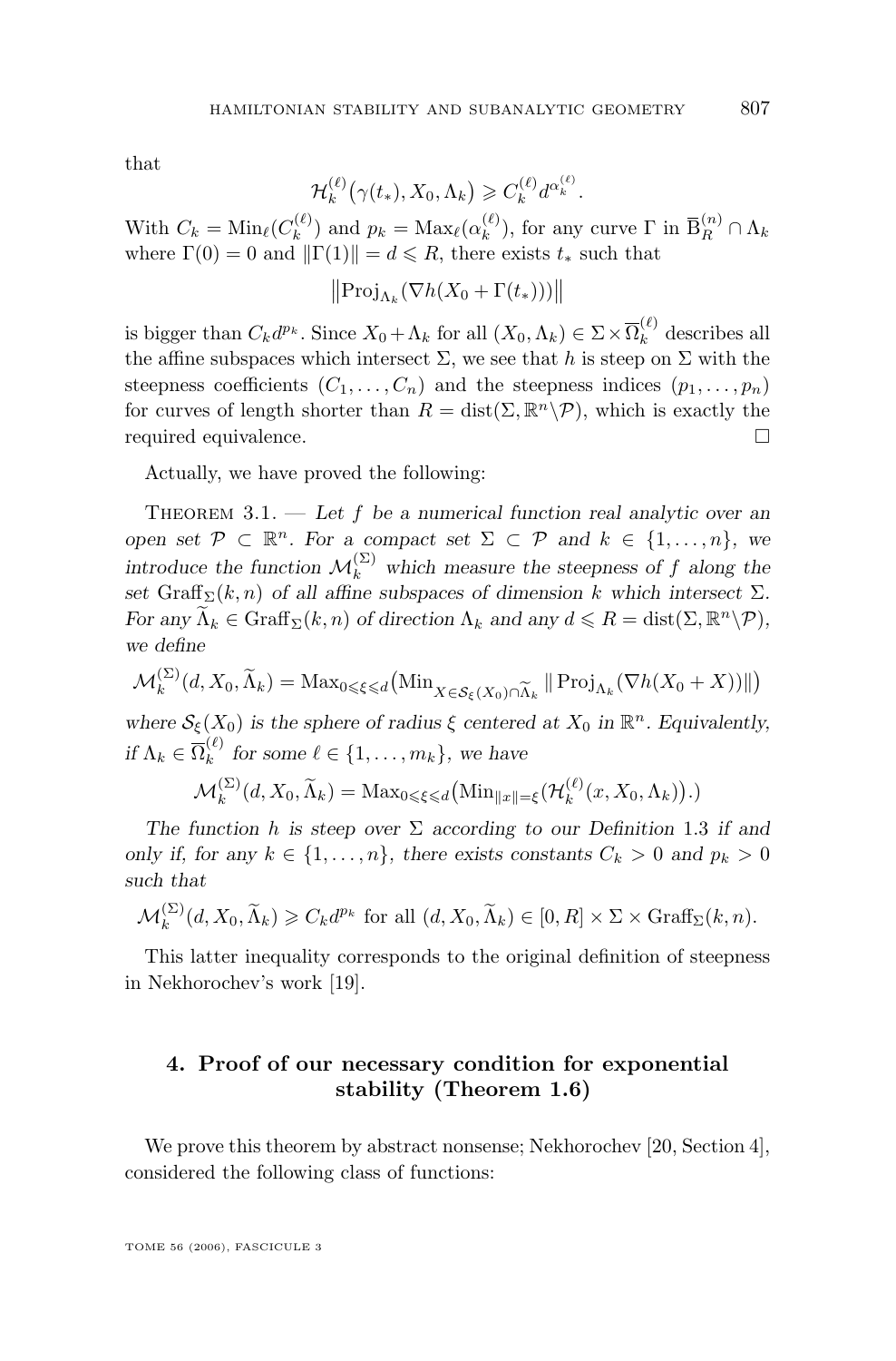that

$$\mathcal{H}_k^{(\ell)}\big(\gamma(t_*), X_0, \Lambda_k\big) \geqslant C_k^{(\ell)} d^{\alpha_k^{(\ell)}}.$$

With $C_k = \mathrm{Min}_\ell(C_k^{(\ell)})$ and $p_k = \mathrm{Max}_\ell(\alpha_k^{(\ell)})$, for any curve $\Gamma$ in $\overline{\mathrm{B}}_R^{(n)} \cap \Lambda_k$ where $\Gamma(0) = 0$ and $\|\Gamma(1)\| = d \leqslant R$, there exists $t_*$ such that

$$\big\|\mathrm{Proj}_{\Lambda_k}(\nabla h(X_0 + \Gamma(t_*)))\big\|$$

is bigger than $C_k d^{p_k}$. Since $X_0 + \Lambda_k$ for all $(X_0, \Lambda_k) \in \Sigma \times \overline{\Omega}_k^{(\ell)}$ describes all the affine subspaces which intersect $\Sigma$, we see that $h$ is steep on $\Sigma$ with the steepness coefficients $(C_1, \ldots, C_n)$ and the steepness indices $(p_1, \ldots, p_n)$ for curves of length shorter than $R = \mathrm{dist}(\Sigma, \mathbb{R}^n \backslash \mathcal{P})$, which is exactly the required equivalence. $\square$

Actually, we have proved the following:

Theorem 3.1. — *Let $f$ be a numerical function real analytic over an open set $\mathcal{P} \subset \mathbb{R}^n$. For a compact set $\Sigma \subset \mathcal{P}$ and $k \in \{1, \ldots, n\}$, we introduce the function $\mathcal{M}_k^{(\Sigma)}$ which measure the steepness of $f$ along the set $\mathrm{Graff}_\Sigma(k, n)$ of all affine subspaces of dimension $k$ which intersect $\Sigma$. For any $\widetilde{\Lambda}_k \in \mathrm{Graff}_\Sigma(k, n)$ of direction $\Lambda_k$ and any $d \leqslant R = \mathrm{dist}(\Sigma, \mathbb{R}^n \backslash \mathcal{P})$, we define*

$$\mathcal{M}_k^{(\Sigma)}(d, X_0, \widetilde{\Lambda}_k) = \mathrm{Max}_{0 \leqslant \xi \leqslant d}\big(\mathrm{Min}_{X \in \mathcal{S}_\xi(X_0) \cap \widetilde{\Lambda}_k} \|\mathrm{Proj}_{\Lambda_k}(\nabla h(X_0 + X))\|\big)$$

*where $\mathcal{S}_\xi(X_0)$ is the sphere of radius $\xi$ centered at $X_0$ in $\mathbb{R}^n$. Equivalently, if $\Lambda_k \in \overline{\Omega}_k^{(\ell)}$ for some $\ell \in \{1, \ldots, m_k\}$, we have*

$$\mathcal{M}_k^{(\Sigma)}(d, X_0, \widetilde{\Lambda}_k) = \mathrm{Max}_{0 \leqslant \xi \leqslant d}\big(\mathrm{Min}_{\|x\| = \xi}(\mathcal{H}_k^{(\ell)}(x, X_0, \Lambda_k)\big).)$$

*The function $h$ is steep over $\Sigma$ according to our Definition 1.3 if and only if, for any $k \in \{1, \ldots, n\}$, there exists constants $C_k > 0$ and $p_k > 0$ such that*

$$\mathcal{M}_k^{(\Sigma)}(d, X_0, \widetilde{\Lambda}_k) \geqslant C_k d^{p_k} \text{ for all } (d, X_0, \widetilde{\Lambda}_k) \in [0, R] \times \Sigma \times \mathrm{Graff}_\Sigma(k, n).$$

This latter inequality corresponds to the original definition of steepness in Nekhorochev's work [19].

## 4. Proof of our necessary condition for exponential stability (Theorem 1.6)

We prove this theorem by abstract nonsense; Nekhorochev [20, Section 4], considered the following class of functions: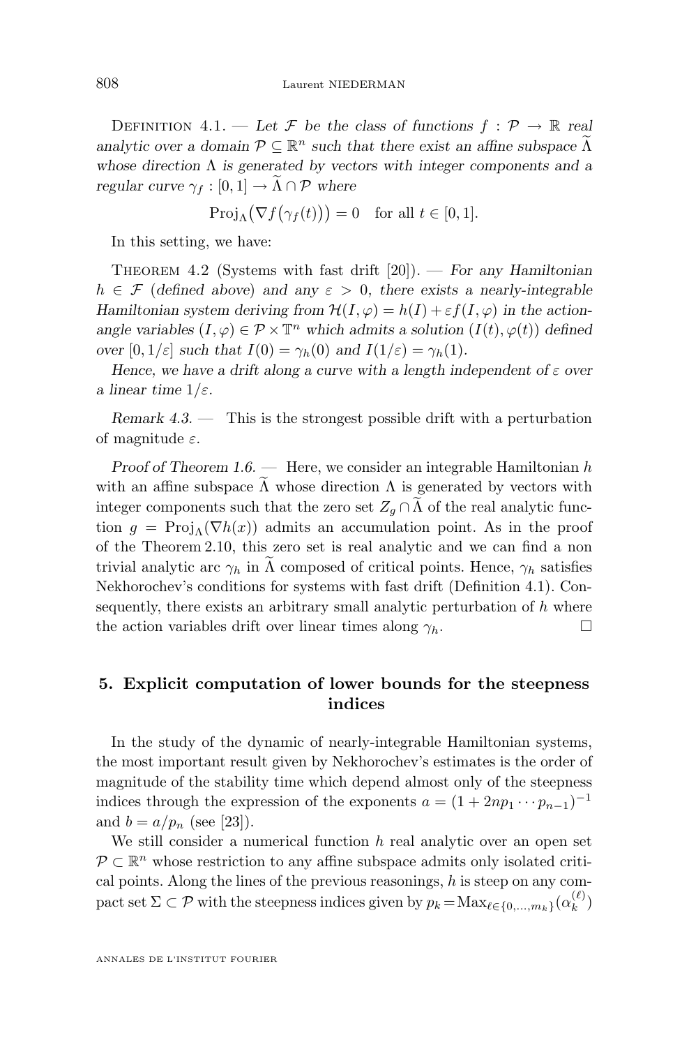Definition 4.1. — *Let $\mathcal{F}$ be the class of functions $f : \mathcal{P} \to \mathbb{R}$ real analytic over a domain $\mathcal{P} \subseteq \mathbb{R}^n$ such that there exist an affine subspace $\widetilde{\Lambda}$ whose direction $\Lambda$ is generated by vectors with integer components and a regular curve $\gamma_f : [0,1] \to \widetilde{\Lambda} \cap \mathcal{P}$ where*

$$\mathrm{Proj}_\Lambda\big(\nabla f\big(\gamma_f(t)\big)\big) = 0 \quad \text{for all } t \in [0,1].$$

In this setting, we have:

Theorem 4.2 (Systems with fast drift [20]). — *For any Hamiltonian $h \in \mathcal{F}$ (defined above) and any $\varepsilon > 0$, there exists a nearly-integrable Hamiltonian system deriving from $\mathcal{H}(I,\varphi) = h(I) + \varepsilon f(I,\varphi)$ in the action-angle variables $(I,\varphi) \in \mathcal{P} \times \mathbb{T}^n$ which admits a solution $(I(t),\varphi(t))$ defined over $[0, 1/\varepsilon]$ such that $I(0) = \gamma_h(0)$ and $I(1/\varepsilon) = \gamma_h(1)$.*

*Hence, we have a drift along a curve with a length independent of $\varepsilon$ over a linear time $1/\varepsilon$.*

*Remark 4.3.* — This is the strongest possible drift with a perturbation of magnitude $\varepsilon$.

*Proof of Theorem 1.6.* — Here, we consider an integrable Hamiltonian $h$ with an affine subspace $\widetilde{\Lambda}$ whose direction $\Lambda$ is generated by vectors with integer components such that the zero set $Z_g \cap \widetilde{\Lambda}$ of the real analytic function $g = \mathrm{Proj}_\Lambda(\nabla h(x))$ admits an accumulation point. As in the proof of the Theorem 2.10, this zero set is real analytic and we can find a non trivial analytic arc $\gamma_h$ in $\widetilde{\Lambda}$ composed of critical points. Hence, $\gamma_h$ satisfies Nekhorochev's conditions for systems with fast drift (Definition 4.1). Consequently, there exists an arbitrary small analytic perturbation of $h$ where the action variables drift over linear times along $\gamma_h$. □

## 5. Explicit computation of lower bounds for the steepness indices

In the study of the dynamic of nearly-integrable Hamiltonian systems, the most important result given by Nekhorochev's estimates is the order of magnitude of the stability time which depend almost only of the steepness indices through the expression of the exponents $a = (1 + 2np_1 \cdots p_{n-1})^{-1}$ and $b = a/p_n$ (see [23]).

We still consider a numerical function $h$ real analytic over an open set $\mathcal{P} \subset \mathbb{R}^n$ whose restriction to any affine subspace admits only isolated critical points. Along the lines of the previous reasonings, $h$ is steep on any compact set $\Sigma \subset \mathcal{P}$ with the steepness indices given by $p_k = \mathrm{Max}_{\ell \in \{0,\ldots,m_k\}}(\alpha_k^{(\ell)})$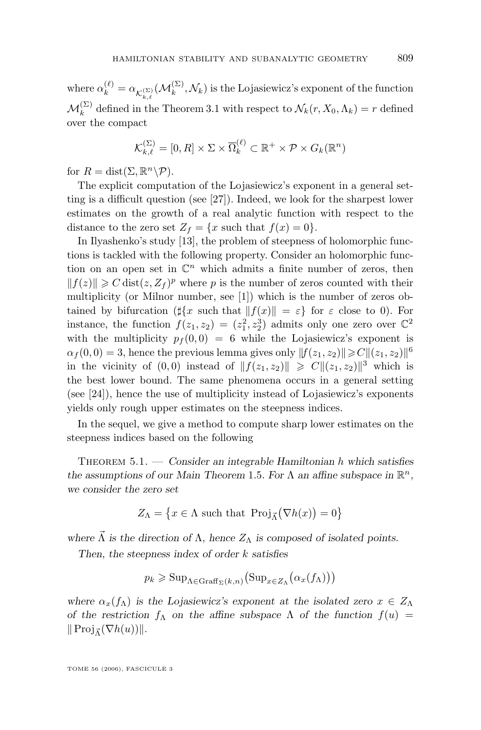where $\alpha_k^{(\ell)} = \alpha_{\mathcal{K}_{k,\ell}^{(\Sigma)}}(\mathcal{M}_k^{(\Sigma)}, \mathcal{N}_k)$ is the Lojasiewicz's exponent of the function $\mathcal{M}_k^{(\Sigma)}$ defined in the Theorem 3.1 with respect to $\mathcal{N}_k(r, X_0, \Lambda_k) = r$ defined over the compact

$$\mathcal{K}_{k,\ell}^{(\Sigma)} = [0, R] \times \Sigma \times \overline{\Omega}_k^{(\ell)} \subset \mathbb{R}^+ \times \mathcal{P} \times G_k(\mathbb{R}^n)$$

for $R = \operatorname{dist}(\Sigma, \mathbb{R}^n \backslash \mathcal{P})$.

The explicit computation of the Lojasiewicz's exponent in a general setting is a difficult question (see [27]). Indeed, we look for the sharpest lower estimates on the growth of a real analytic function with respect to the distance to the zero set $Z_f = \{x \text{ such that } f(x) = 0\}$.

In Ilyashenko's study [13], the problem of steepness of holomorphic functions is tackled with the following property. Consider an holomorphic function on an open set in $\mathbb{C}^n$ which admits a finite number of zeros, then $\|f(z)\| \geqslant C \operatorname{dist}(z, Z_f)^p$ where $p$ is the number of zeros counted with their multiplicity (or Milnor number, see [1]) which is the number of zeros obtained by bifurcation ($\sharp\{x \text{ such that } \|f(x)\| = \varepsilon\}$ for $\varepsilon$ close to 0). For instance, the function $f(z_1, z_2) = (z_1^2, z_2^3)$ admits only one zero over $\mathbb{C}^2$ with the multiplicity $p_f(0,0) = 6$ while the Lojasiewicz's exponent is $\alpha_f(0,0) = 3$, hence the previous lemma gives only $\|f(z_1, z_2)\| \geqslant C\|(z_1, z_2)\|^6$ in the vicinity of $(0,0)$ instead of $\|f(z_1, z_2)\| \geqslant C\|(z_1, z_2)\|^3$ which is the best lower bound. The same phenomena occurs in a general setting (see [24]), hence the use of multiplicity instead of Lojasiewicz's exponents yields only rough upper estimates on the steepness indices.

In the sequel, we give a method to compute sharp lower estimates on the steepness indices based on the following

Theorem 5.1. — *Consider an integrable Hamiltonian $h$ which satisfies the assumptions of our Main Theorem* 1.5. *For $\Lambda$ an affine subspace in $\mathbb{R}^n$, we consider the zero set*

$$Z_\Lambda = \left\{x \in \Lambda \text{ such that } \operatorname{Proj}_{\vec{\Lambda}}\big(\nabla h(x)\big) = 0\right\}$$

*where $\vec{\Lambda}$ is the direction of $\Lambda$, hence $Z_\Lambda$ is composed of isolated points.*

*Then, the steepness index of order $k$ satisfies*

$$p_k \geqslant \operatorname{Sup}_{\Lambda \in \operatorname{Graff}_\Sigma(k,n)}\big(\operatorname{Sup}_{x \in Z_\Lambda}\big(\alpha_x(f_\Lambda)\big)\big)$$

*where $\alpha_x(f_\Lambda)$ is the Lojasiewicz's exponent at the isolated zero $x \in Z_\Lambda$ of the restriction $f_\Lambda$ on the affine subspace $\Lambda$ of the function $f(u) = \|\operatorname{Proj}_{\vec{\Lambda}}(\nabla h(u))\|$.*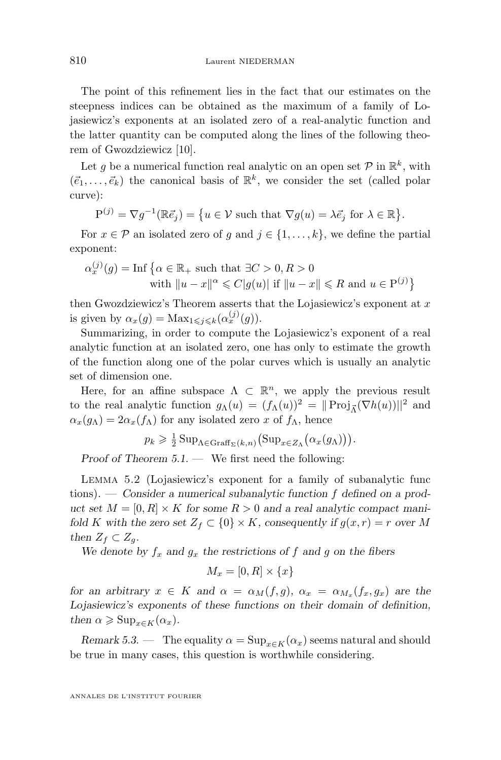The point of this refinement lies in the fact that our estimates on the steepness indices can be obtained as the maximum of a family of Lojasiewicz's exponents at an isolated zero of a real-analytic function and the latter quantity can be computed along the lines of the following theorem of Gwozdziewicz [10].

Let $g$ be a numerical function real analytic on an open set $\mathcal{P}$ in $\mathbb{R}^k$, with $(\vec{e}_1, \dots, \vec{e}_k)$ the canonical basis of $\mathbb{R}^k$, we consider the set (called polar curve):

$$\mathrm{P}^{(j)} = \nabla g^{-1}(\mathbb{R}\vec{e}_j) = \big\{u \in \mathcal{V} \text{ such that } \nabla g(u) = \lambda \vec{e}_j \text{ for } \lambda \in \mathbb{R}\big\}.$$

For $x \in \mathcal{P}$ an isolated zero of $g$ and $j \in \{1, \dots, k\}$, we define the partial exponent:

$$\begin{aligned}\alpha_x^{(j)}(g) = \mathrm{Inf}\,\big\{&\alpha \in \mathbb{R}_+ \text{ such that } \exists C > 0, R > 0 \\ &\text{with } \|u - x\|^\alpha \leqslant C|g(u)| \text{ if } \|u - x\| \leqslant R \text{ and } u \in \mathrm{P}^{(j)}\big\}\end{aligned}$$

then Gwozdziewicz's Theorem asserts that the Lojasiewicz's exponent at $x$ is given by $\alpha_x(g) = \mathrm{Max}_{1 \leqslant j \leqslant k}(\alpha_x^{(j)}(g))$.

Summarizing, in order to compute the Lojasiewicz's exponent of a real analytic function at an isolated zero, one has only to estimate the growth of the function along one of the polar curves which is usually an analytic set of dimension one.

Here, for an affine subspace $\Lambda \subset \mathbb{R}^n$, we apply the previous result to the real analytic function $g_\Lambda(u) = (f_\Lambda(u))^2 = \|\,\mathrm{Proj}_{\vec{\Lambda}}(\nabla h(u))\|^2$ and $\alpha_x(g_\Lambda) = 2\alpha_x(f_\Lambda)$ for any isolated zero $x$ of $f_\Lambda$, hence

$$p_k \geqslant \tfrac{1}{2}\,\mathrm{Sup}_{\Lambda \in \mathrm{Graff}_\Sigma(k,n)}\big(\mathrm{Sup}_{x \in Z_\Lambda}\big(\alpha_x(g_\Lambda)\big)\big).$$

*Proof of Theorem 5.1.* — We first need the following:

Lemma 5.2 (Lojasiewicz's exponent for a family of subanalytic functions). — *Consider a numerical subanalytic function $f$ defined on a product set $M = [0, R] \times K$ for some $R > 0$ and a real analytic compact manifold $K$ with the zero set $Z_f \subset \{0\} \times K$, consequently if $g(x, r) = r$ over $M$ then $Z_f \subset Z_g$.*

*We denote by $f_x$ and $g_x$ the restrictions of $f$ and $g$ on the fibers*

$$M_x = [0, R] \times \{x\}$$

*for an arbitrary $x \in K$ and $\alpha = \alpha_M(f, g)$, $\alpha_x = \alpha_{M_x}(f_x, g_x)$ are the Lojasiewicz's exponents of these functions on their domain of definition, then $\alpha \geqslant \mathrm{Sup}_{x \in K}(\alpha_x)$.*

*Remark 5.3.* — The equality $\alpha = \mathrm{Sup}_{x \in K}(\alpha_x)$ seems natural and should be true in many cases, this question is worthwhile considering.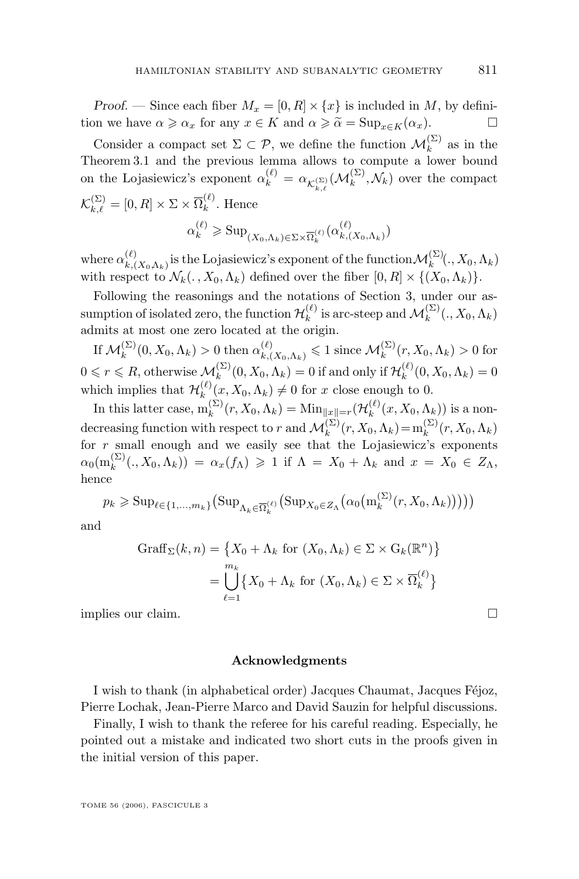*Proof.* — Since each fiber $M_x = [0,R] \times \{x\}$ is included in $M$, by definition we have $\alpha \geqslant \alpha_x$ for any $x \in K$ and $\alpha \geqslant \widetilde{\alpha} = \mathrm{Sup}_{x \in K}(\alpha_x)$. □

Consider a compact set $\Sigma \subset \mathcal{P}$, we define the function $\mathcal{M}_k^{(\Sigma)}$ as in the Theorem 3.1 and the previous lemma allows to compute a lower bound on the Lojasiewicz's exponent $\alpha_k^{(\ell)} = \alpha_{\mathcal{K}_{k,\ell}^{(\Sigma)}}(\mathcal{M}_k^{(\Sigma)}, \mathcal{N}_k)$ over the compact $\mathcal{K}_{k,\ell}^{(\Sigma)} = [0,R] \times \Sigma \times \overline{\Omega}_k^{(\ell)}$. Hence

$$\alpha_k^{(\ell)} \geqslant \mathrm{Sup}_{(X_0,\Lambda_k) \in \Sigma \times \overline{\Omega}_k^{(\ell)}}(\alpha_{k,(X_0,\Lambda_k)}^{(\ell)})$$

where $\alpha_{k,(X_0,\Lambda_k)}^{(\ell)}$ is the Lojasiewicz's exponent of the function $\mathcal{M}_k^{(\Sigma)}(.,X_0,\Lambda_k)$ with respect to $\mathcal{N}_k(.,X_0,\Lambda_k)$ defined over the fiber $[0,R] \times \{(X_0,\Lambda_k)\}$.

Following the reasonings and the notations of Section 3, under our assumption of isolated zero, the function $\mathcal{H}_k^{(\ell)}$ is arc-steep and $\mathcal{M}_k^{(\Sigma)}(.,X_0,\Lambda_k)$ admits at most one zero located at the origin.

If $\mathcal{M}_k^{(\Sigma)}(0,X_0,\Lambda_k) > 0$ then $\alpha_{k,(X_0,\Lambda_k)}^{(\ell)} \leqslant 1$ since $\mathcal{M}_k^{(\Sigma)}(r,X_0,\Lambda_k) > 0$ for $0 \leqslant r \leqslant R$, otherwise $\mathcal{M}_k^{(\Sigma)}(0,X_0,\Lambda_k) = 0$ if and only if $\mathcal{H}_k^{(\ell)}(0,X_0,\Lambda_k) = 0$ which implies that $\mathcal{H}_k^{(\ell)}(x,X_0,\Lambda_k) \neq 0$ for $x$ close enough to 0.

In this latter case, $\mathrm{m}_k^{(\Sigma)}(r,X_0,\Lambda_k) = \mathrm{Min}_{\|x\|=r}(\mathcal{H}_k^{(\ell)}(x,X_0,\Lambda_k))$ is a nondecreasing function with respect to $r$ and $\mathcal{M}_k^{(\Sigma)}(r,X_0,\Lambda_k) = \mathrm{m}_k^{(\Sigma)}(r,X_0,\Lambda_k)$ for $r$ small enough and we easily see that the Lojasiewicz's exponents $\alpha_0(\mathrm{m}_k^{(\Sigma)}(.,X_0,\Lambda_k)) = \alpha_x(f_\Lambda) \geqslant 1$ if $\Lambda = X_0 + \Lambda_k$ and $x = X_0 \in Z_\Lambda$, hence

$$p_k \geqslant \mathrm{Sup}_{\ell \in \{1,\dots,m_k\}}\big(\mathrm{Sup}_{\Lambda_k \in \overline{\Omega}_k^{(\ell)}}\big(\mathrm{Sup}_{X_0 \in Z_\Lambda}\big(\alpha_0\big(\mathrm{m}_k^{(\Sigma)}(r,X_0,\Lambda_k)\big)\big)\big)\big)$$

and

$$\begin{aligned}\mathrm{Graff}_\Sigma(k,n) &= \big\{X_0 + \Lambda_k \text{ for } (X_0,\Lambda_k) \in \Sigma \times \mathrm{G}_k(\mathbb{R}^n)\big\} \\ &= \bigcup_{\ell=1}^{m_k} \big\{X_0 + \Lambda_k \text{ for } (X_0,\Lambda_k) \in \Sigma \times \overline{\Omega}_k^{(\ell)}\big\}\end{aligned}$$

implies our claim. □

### Acknowledgments

I wish to thank (in alphabetical order) Jacques Chaumat, Jacques Féjoz, Pierre Lochak, Jean-Pierre Marco and David Sauzin for helpful discussions.

Finally, I wish to thank the referee for his careful reading. Especially, he pointed out a mistake and indicated two short cuts in the proofs given in the initial version of this paper.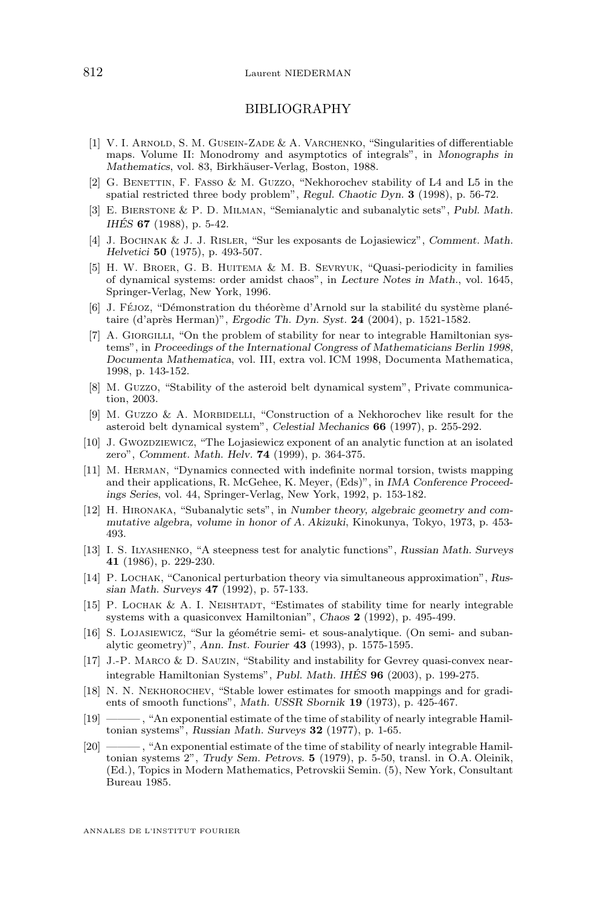## BIBLIOGRAPHY

[1] V. I. Arnold, S. M. Gusein-Zade & A. Varchenko, "Singularities of differentiable maps. Volume II: Monodromy and asymptotics of integrals", in *Monographs in Mathematics*, vol. 83, Birkhäuser-Verlag, Boston, 1988.

[2] G. Benettin, F. Fasso & M. Guzzo, "Nekhorochev stability of L4 and L5 in the spatial restricted three body problem", *Regul. Chaotic Dyn.* **3** (1998), p. 56-72.

[3] E. Bierstone & P. D. Milman, "Semianalytic and subanalytic sets", *Publ. Math. IHÉS* **67** (1988), p. 5-42.

[4] J. Bochnak & J. J. Risler, "Sur les exposants de Lojasiewicz", *Comment. Math. Helvetici* **50** (1975), p. 493-507.

[5] H. W. Broer, G. B. Huitema & M. B. Sevryuk, "Quasi-periodicity in families of dynamical systems: order amidst chaos", in *Lecture Notes in Math.*, vol. 1645, Springer-Verlag, New York, 1996.

[6] J. Féjoz, "Démonstration du théorème d'Arnold sur la stabilité du système planétaire (d'après Herman)", *Ergodic Th. Dyn. Syst.* **24** (2004), p. 1521-1582.

[7] A. Giorgilli, "On the problem of stability for near to integrable Hamiltonian systems", in *Proceedings of the International Congress of Mathematicians Berlin 1998, Documenta Mathematica*, vol. III, extra vol. ICM 1998, Documenta Mathematica, 1998, p. 143-152.

[8] M. Guzzo, "Stability of the asteroid belt dynamical system", Private communication, 2003.

[9] M. Guzzo & A. Morbidelli, "Construction of a Nekhorochev like result for the asteroid belt dynamical system", *Celestial Mechanics* **66** (1997), p. 255-292.

[10] J. Gwozdziewicz, "The Lojasiewicz exponent of an analytic function at an isolated zero", *Comment. Math. Helv.* **74** (1999), p. 364-375.

[11] M. Herman, "Dynamics connected with indefinite normal torsion, twists mapping and their applications, R. McGehee, K. Meyer, (Eds)", in *IMA Conference Proceedings Series*, vol. 44, Springer-Verlag, New York, 1992, p. 153-182.

[12] H. Hironaka, "Subanalytic sets", in *Number theory, algebraic geometry and commutative algebra, volume in honor of A. Akizuki*, Kinokunya, Tokyo, 1973, p. 453-493.

[13] I. S. Ilyashenko, "A steepness test for analytic functions", *Russian Math. Surveys* **41** (1986), p. 229-230.

[14] P. Lochak, "Canonical perturbation theory via simultaneous approximation", *Russian Math. Surveys* **47** (1992), p. 57-133.

[15] P. Lochak & A. I. Neishtadt, "Estimates of stability time for nearly integrable systems with a quasiconvex Hamiltonian", *Chaos* **2** (1992), p. 495-499.

[16] S. Lojasiewicz, "Sur la géométrie semi- et sous-analytique. (On semi- and subanalytic geometry)", *Ann. Inst. Fourier* **43** (1993), p. 1575-1595.

[17] J.-P. Marco & D. Sauzin, "Stability and instability for Gevrey quasi-convex near-integrable Hamiltonian Systems", *Publ. Math. IHÉS* **96** (2003), p. 199-275.

[18] N. N. Nekhorochev, "Stable lower estimates for smooth mappings and for gradients of smooth functions", *Math. USSR Sbornik* **19** (1973), p. 425-467.

[19] ———, "An exponential estimate of the time of stability of nearly integrable Hamiltonian systems", *Russian Math. Surveys* **32** (1977), p. 1-65.

[20] ———, "An exponential estimate of the time of stability of nearly integrable Hamiltonian systems 2", *Trudy Sem. Petrovs.* **5** (1979), p. 5-50, transl. in O.A. Oleinik, (Ed.), Topics in Modern Mathematics, Petrovskii Semin. (5), New York, Consultant Bureau 1985.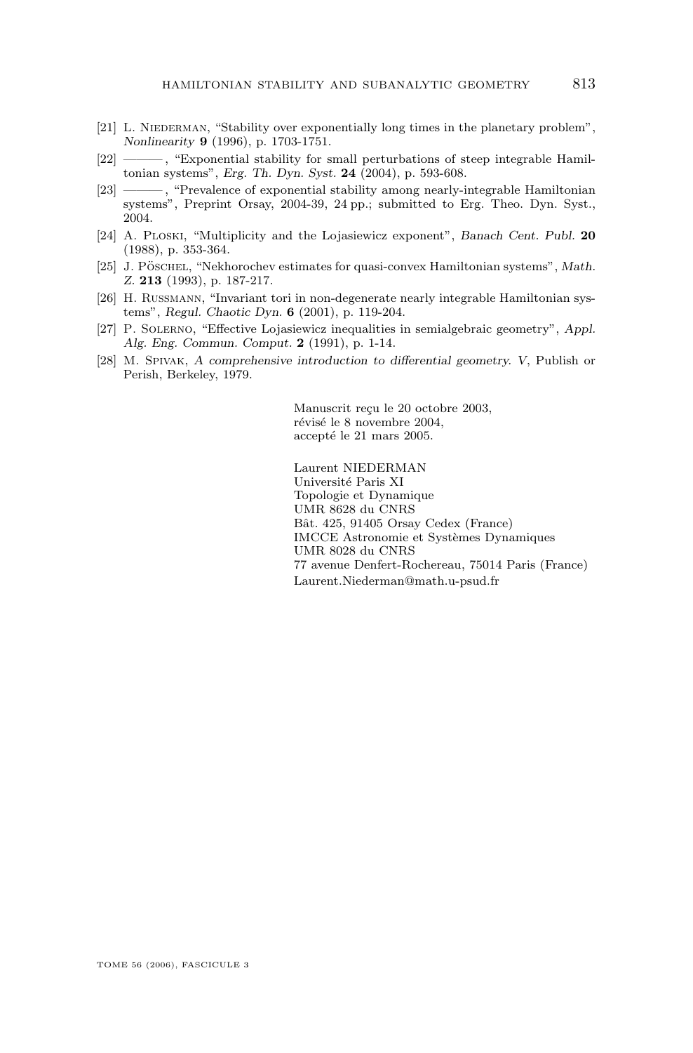[21] L. Niederman, "Stability over exponentially long times in the planetary problem", *Nonlinearity* **9** (1996), p. 1703-1751.

[22] ———, "Exponential stability for small perturbations of steep integrable Hamiltonian systems", *Erg. Th. Dyn. Syst.* **24** (2004), p. 593-608.

[23] ———, "Prevalence of exponential stability among nearly-integrable Hamiltonian systems", Preprint Orsay, 2004-39, 24 pp.; submitted to Erg. Theo. Dyn. Syst., 2004.

[24] A. Ploski, "Multiplicity and the Lojasiewicz exponent", *Banach Cent. Publ.* **20** (1988), p. 353-364.

[25] J. Pöschel, "Nekhorochev estimates for quasi-convex Hamiltonian systems", *Math. Z.* **213** (1993), p. 187-217.

[26] H. Russmann, "Invariant tori in non-degenerate nearly integrable Hamiltonian systems", *Regul. Chaotic Dyn.* **6** (2001), p. 119-204.

[27] P. Solerno, "Effective Lojasiewicz inequalities in semialgebraic geometry", *Appl. Alg. Eng. Commun. Comput.* **2** (1991), p. 1-14.

[28] M. Spivak, *A comprehensive introduction to differential geometry. V*, Publish or Perish, Berkeley, 1979.

Manuscrit reçu le 20 octobre 2003,
révisé le 8 novembre 2004,
accepté le 21 mars 2005.

Laurent NIEDERMAN
Université Paris XI
Topologie et Dynamique
UMR 8628 du CNRS
Bât. 425, 91405 Orsay Cedex (France)
IMCCE Astronomie et Systèmes Dynamiques
UMR 8028 du CNRS
77 avenue Denfert-Rochereau, 75014 Paris (France)
Laurent.Niederman@math.u-psud.fr